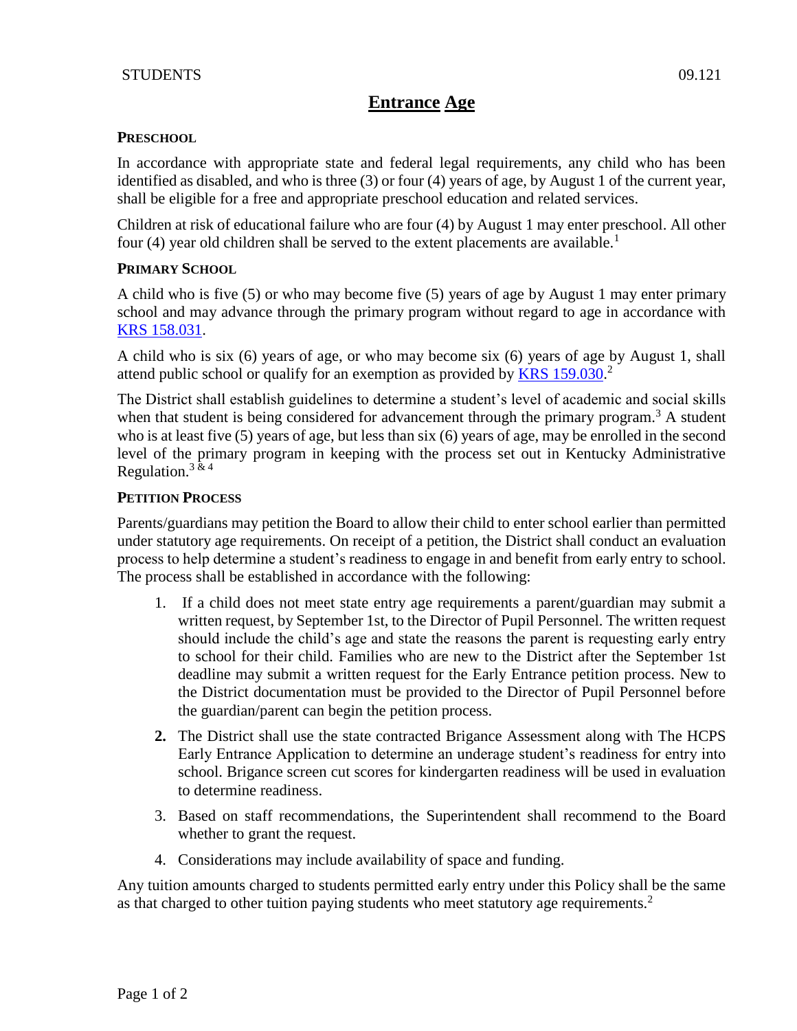STUDENTS 09.121

# Entrance Age

## PRESCHOOL

In accordance with appropriate state and federal legal requirements, any child who has been identified as disabled, and who is three (3) or four (4) years of age, by August 1 of the current year, shall be eligible for a free and appropriate preschool education and related services.

Children at risk of educational failure who are four (4) by August 1 may enter preschool. All other four (4) year old children shall be served to the extent placements are available.[1]

## PRIMARY SCHOOL

A child who is five (5) or who may become five (5) years of age by August 1 may enter primary school and may advance through the primary program without regard to age in accordance with KRS 158.031.

A child who is six (6) years of age, or who may become six (6) years of age by August 1, shall attend public school or qualify for an exemption as provided by KRS 159.030.[2]

The District shall establish guidelines to determine a student's level of academic and social skills when that student is being considered for advancement through the primary program.[3] A student who is at least five (5) years of age, but less than six (6) years of age, may be enrolled in the second level of the primary program in keeping with the process set out in Kentucky Administrative Regulation.[3 & 4]

## PETITION PROCESS

Parents/guardians may petition the Board to allow their child to enter school earlier than permitted under statutory age requirements. On receipt of a petition, the District shall conduct an evaluation process to help determine a student's readiness to engage in and benefit from early entry to school. The process shall be established in accordance with the following:

1. If a child does not meet state entry age requirements a parent/guardian may submit a written request, by September 1st, to the Director of Pupil Personnel. The written request should include the child's age and state the reasons the parent is requesting early entry to school for their child. Families who are new to the District after the September 1st deadline may submit a written request for the Early Entrance petition process. New to the District documentation must be provided to the Director of Pupil Personnel before the guardian/parent can begin the petition process.
2. The District shall use the state contracted Brigance Assessment along with The HCPS Early Entrance Application to determine an underage student's readiness for entry into school. Brigance screen cut scores for kindergarten readiness will be used in evaluation to determine readiness.
3. Based on staff recommendations, the Superintendent shall recommend to the Board whether to grant the request.
4. Considerations may include availability of space and funding.

Any tuition amounts charged to students permitted early entry under this Policy shall be the same as that charged to other tuition paying students who meet statutory age requirements.[2]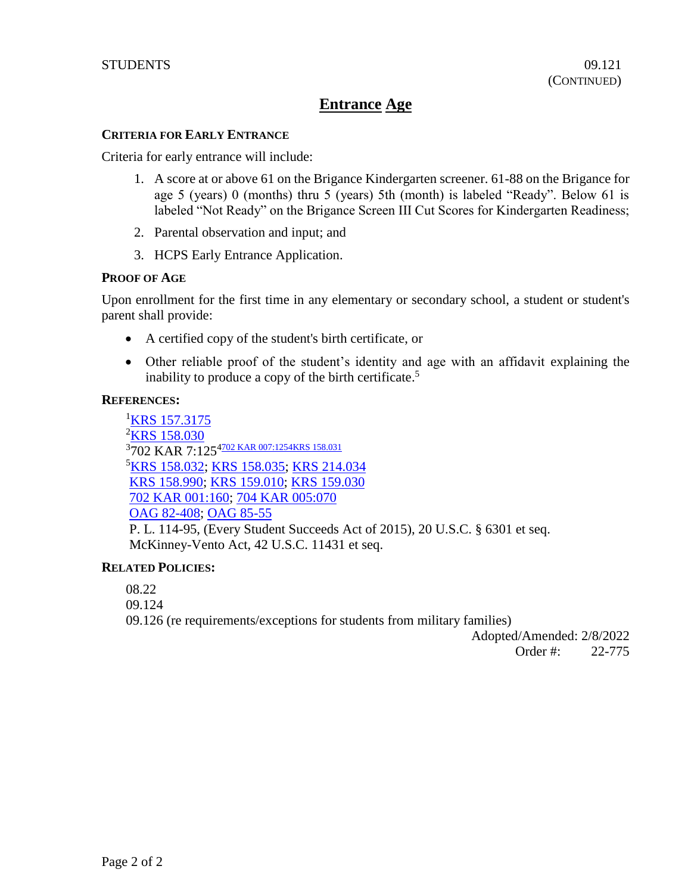# Entrance Age

### CRITERIA FOR EARLY ENTRANCE

Criteria for early entrance will include:

1. A score at or above 61 on the Brigance Kindergarten screener. 61-88 on the Brigance for age 5 (years) 0 (months) thru 5 (years) 5th (month) is labeled "Ready". Below 61 is labeled "Not Ready" on the Brigance Screen III Cut Scores for Kindergarten Readiness;
2. Parental observation and input; and
3. HCPS Early Entrance Application.

### PROOF OF AGE

Upon enrollment for the first time in any elementary or secondary school, a student or student's parent shall provide:

- A certified copy of the student's birth certificate, or
- Other reliable proof of the student's identity and age with an affidavit explaining the inability to produce a copy of the birth certificate.[5]

### REFERENCES:

[1]KRS 157.3175
[2]KRS 158.030
[3]702 KAR 7:125[4]702 KAR 007:1254KRS 158.031
[5]KRS 158.032; KRS 158.035; KRS 214.034
KRS 158.990; KRS 159.010; KRS 159.030
702 KAR 001:160; 704 KAR 005:070
OAG 82-408; OAG 85-55
P. L. 114-95, (Every Student Succeeds Act of 2015), 20 U.S.C. § 6301 et seq.
McKinney-Vento Act, 42 U.S.C. 11431 et seq.

### RELATED POLICIES:

08.22
09.124
09.126 (re requirements/exceptions for students from military families)

Adopted/Amended: 2/8/2022
Order #: 22-775